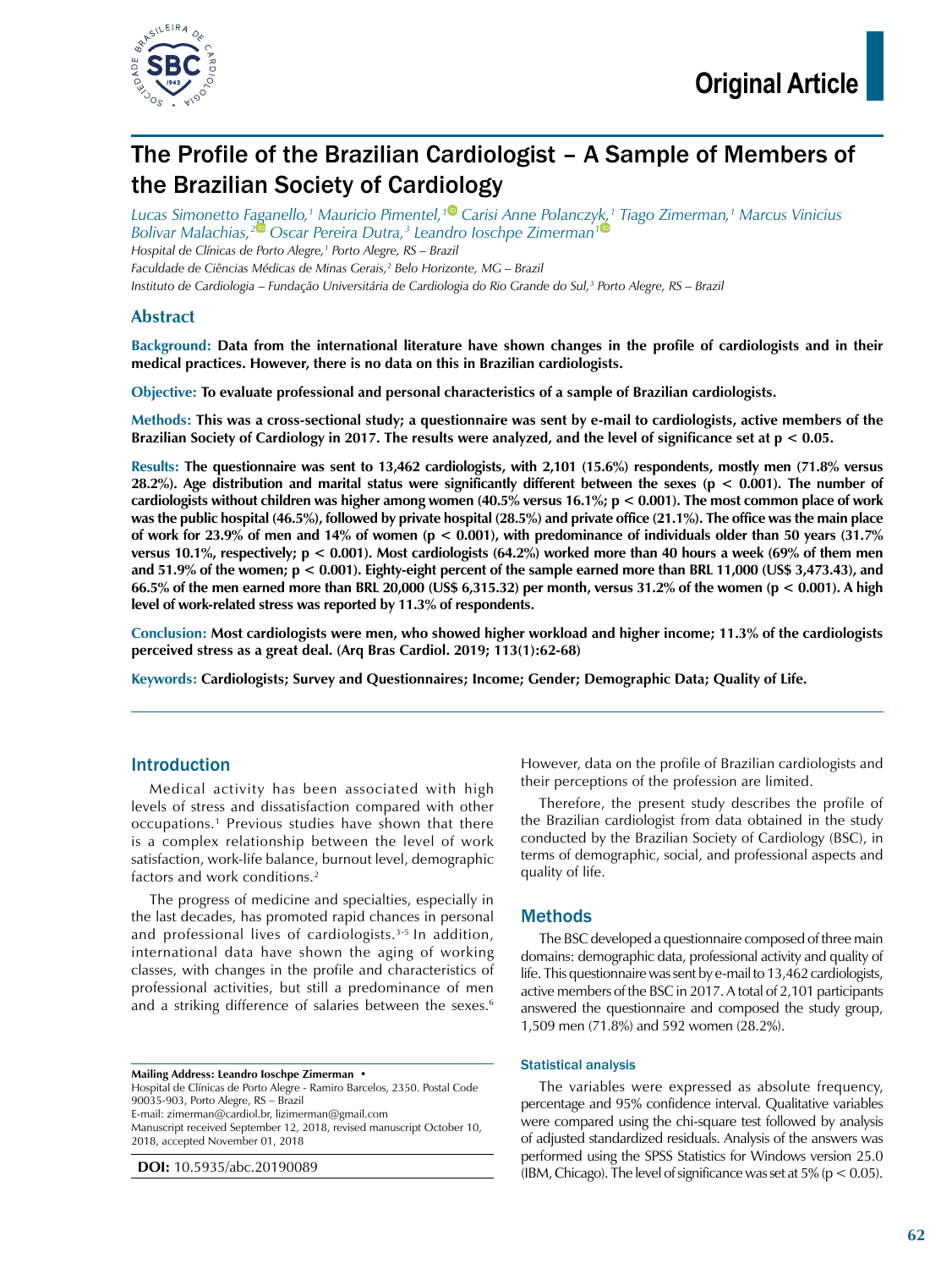Original Article

# The Profile of the Brazilian Cardiologist – A Sample of Members of the Brazilian Society of Cardiology

*Lucas Simonetto Faganello,[1] Mauricio Pimentel,[1] Carisi Anne Polanczyk,[1] Tiago Zimerman,[1] Marcus Vinicius Bolivar Malachias,[2] Oscar Pereira Dutra,[3] Leandro Ioschpe Zimerman[1]*

*Hospital de Clínicas de Porto Alegre,[1] Porto Alegre, RS – Brazil*
*Faculdade de Ciências Médicas de Minas Gerais,[2] Belo Horizonte, MG – Brazil*
*Instituto de Cardiologia – Fundação Universitária de Cardiologia do Rio Grande do Sul,[3] Porto Alegre, RS – Brazil*

## Abstract

**Background: Data from the international literature have shown changes in the profile of cardiologists and in their medical practices. However, there is no data on this in Brazilian cardiologists.**

**Objective: To evaluate professional and personal characteristics of a sample of Brazilian cardiologists.**

**Methods: This was a cross-sectional study; a questionnaire was sent by e-mail to cardiologists, active members of the Brazilian Society of Cardiology in 2017. The results were analyzed, and the level of significance set at $p < 0.05$.**

**Results: The questionnaire was sent to 13,462 cardiologists, with 2,101 (15.6%) respondents, mostly men (71.8% versus 28.2%). Age distribution and marital status were significantly different between the sexes ($p < 0.001$). The number of cardiologists without children was higher among women (40.5% versus 16.1%; $p < 0.001$). The most common place of work was the public hospital (46.5%), followed by private hospital (28.5%) and private office (21.1%). The office was the main place of work for 23.9% of men and 14% of women ($p < 0.001$), with predominance of individuals older than 50 years (31.7% versus 10.1%, respectively; $p < 0.001$). Most cardiologists (64.2%) worked more than 40 hours a week (69% of them men and 51.9% of the women; $p < 0.001$). Eighty-eight percent of the sample earned more than BRL 11,000 (US$ 3,473.43), and 66.5% of the men earned more than BRL 20,000 (US$ 6,315.32) per month, versus 31.2% of the women ($p < 0.001$). A high level of work-related stress was reported by 11.3% of respondents.**

**Conclusion: Most cardiologists were men, who showed higher workload and higher income; 11.3% of the cardiologists perceived stress as a great deal. (Arq Bras Cardiol. 2019; 113(1):62-68)**

**Keywords: Cardiologists; Survey and Questionnaires; Income; Gender; Demographic Data; Quality of Life.**

## Introduction

Medical activity has been associated with high levels of stress and dissatisfaction compared with other occupations.[1] Previous studies have shown that there is a complex relationship between the level of work satisfaction, work-life balance, burnout level, demographic factors and work conditions.[2]

The progress of medicine and specialties, especially in the last decades, has promoted rapid chances in personal and professional lives of cardiologists.[3-5] In addition, international data have shown the aging of working classes, with changes in the profile and characteristics of professional activities, but still a predominance of men and a striking difference of salaries between the sexes.[6]

However, data on the profile of Brazilian cardiologists and their perceptions of the profession are limited.

Therefore, the present study describes the profile of the Brazilian cardiologist from data obtained in the study conducted by the Brazilian Society of Cardiology (BSC), in terms of demographic, social, and professional aspects and quality of life.

## Methods

The BSC developed a questionnaire composed of three main domains: demographic data, professional activity and quality of life. This questionnaire was sent by e-mail to 13,462 cardiologists, active members of the BSC in 2017. A total of 2,101 participants answered the questionnaire and composed the study group, 1,509 men (71.8%) and 592 women (28.2%).

### Statistical analysis

The variables were expressed as absolute frequency, percentage and 95% confidence interval. Qualitative variables were compared using the chi-square test followed by analysis of adjusted standardized residuals. Analysis of the answers was performed using the SPSS Statistics for Windows version 25.0 (IBM, Chicago). The level of significance was set at 5% ($p < 0.05$).

**Mailing Address: Leandro Ioschpe Zimerman •**
Hospital de Clínicas de Porto Alegre - Ramiro Barcelos, 2350. Postal Code 90035-903, Porto Alegre, RS – Brazil
E-mail: zimerman@cardiol.br, lizimerman@gmail.com
Manuscript received September 12, 2018, revised manuscript October 10, 2018, accepted November 01, 2018

**DOI:** 10.5935/abc.20190089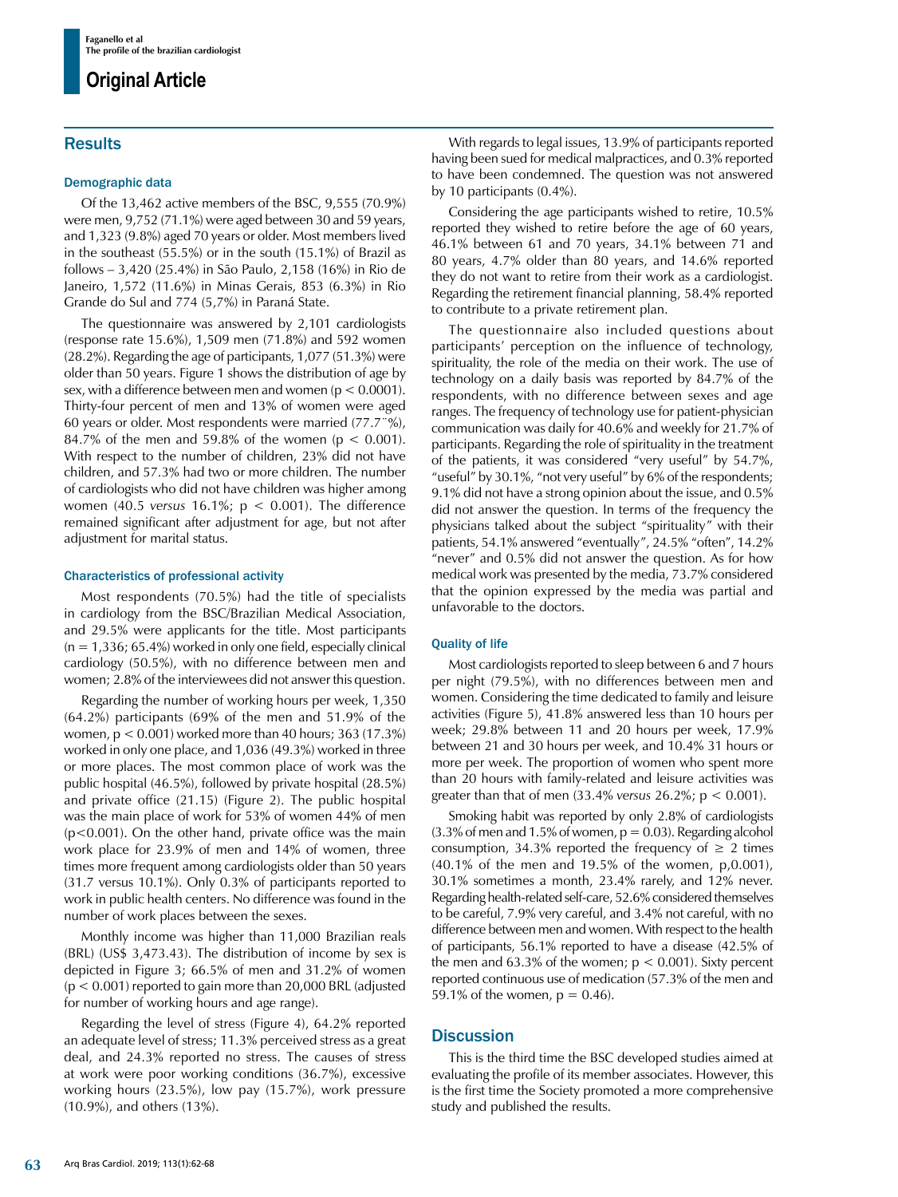## Results

### Demographic data

Of the 13,462 active members of the BSC, 9,555 (70.9%) were men, 9,752 (71.1%) were aged between 30 and 59 years, and 1,323 (9.8%) aged 70 years or older. Most members lived in the southeast (55.5%) or in the south (15.1%) of Brazil as follows – 3,420 (25.4%) in São Paulo, 2,158 (16%) in Rio de Janeiro, 1,572 (11.6%) in Minas Gerais, 853 (6.3%) in Rio Grande do Sul and 774 (5,7%) in Paraná State.

The questionnaire was answered by 2,101 cardiologists (response rate 15.6%), 1,509 men (71.8%) and 592 women (28.2%). Regarding the age of participants, 1,077 (51.3%) were older than 50 years. Figure 1 shows the distribution of age by sex, with a difference between men and women ($p < 0.0001$). Thirty-four percent of men and 13% of women were aged 60 years or older. Most respondents were married (77.7¨%), 84.7% of the men and 59.8% of the women ($p < 0.001$). With respect to the number of children, 23% did not have children, and 57.3% had two or more children. The number of cardiologists who did not have children was higher among women (40.5 *versus* 16.1%; $p < 0.001$). The difference remained significant after adjustment for age, but not after adjustment for marital status.

### Characteristics of professional activity

Most respondents (70.5%) had the title of specialists in cardiology from the BSC/Brazilian Medical Association, and 29.5% were applicants for the title. Most participants (n = 1,336; 65.4%) worked in only one field, especially clinical cardiology (50.5%), with no difference between men and women; 2.8% of the interviewees did not answer this question.

Regarding the number of working hours per week, 1,350 (64.2%) participants (69% of the men and 51.9% of the women, $p < 0.001$) worked more than 40 hours; 363 (17.3%) worked in only one place, and 1,036 (49.3%) worked in three or more places. The most common place of work was the public hospital (46.5%), followed by private hospital (28.5%) and private office (21.15) (Figure 2). The public hospital was the main place of work for 53% of women 44% of men ($p<0.001$). On the other hand, private office was the main work place for 23.9% of men and 14% of women, three times more frequent among cardiologists older than 50 years (31.7 versus 10.1%). Only 0.3% of participants reported to work in public health centers. No difference was found in the number of work places between the sexes.

Monthly income was higher than 11,000 Brazilian reals (BRL) (US$ 3,473.43). The distribution of income by sex is depicted in Figure 3; 66.5% of men and 31.2% of women ($p < 0.001$) reported to gain more than 20,000 BRL (adjusted for number of working hours and age range).

Regarding the level of stress (Figure 4), 64.2% reported an adequate level of stress; 11.3% perceived stress as a great deal, and 24.3% reported no stress. The causes of stress at work were poor working conditions (36.7%), excessive working hours (23.5%), low pay (15.7%), work pressure (10.9%), and others (13%).

With regards to legal issues, 13.9% of participants reported having been sued for medical malpractices, and 0.3% reported to have been condemned. The question was not answered by 10 participants (0.4%).

Considering the age participants wished to retire, 10.5% reported they wished to retire before the age of 60 years, 46.1% between 61 and 70 years, 34.1% between 71 and 80 years, 4.7% older than 80 years, and 14.6% reported they do not want to retire from their work as a cardiologist. Regarding the retirement financial planning, 58.4% reported to contribute to a private retirement plan.

The questionnaire also included questions about participants' perception on the influence of technology, spirituality, the role of the media on their work. The use of technology on a daily basis was reported by 84.7% of the respondents, with no difference between sexes and age ranges. The frequency of technology use for patient-physician communication was daily for 40.6% and weekly for 21.7% of participants. Regarding the role of spirituality in the treatment of the patients, it was considered "very useful" by 54.7%, "useful" by 30.1%, "not very useful" by 6% of the respondents; 9.1% did not have a strong opinion about the issue, and 0.5% did not answer the question. In terms of the frequency the physicians talked about the subject "spirituality" with their patients, 54.1% answered "eventually", 24.5% "often", 14.2% "never" and 0.5% did not answer the question. As for how medical work was presented by the media, 73.7% considered that the opinion expressed by the media was partial and unfavorable to the doctors.

### Quality of life

Most cardiologists reported to sleep between 6 and 7 hours per night (79.5%), with no differences between men and women. Considering the time dedicated to family and leisure activities (Figure 5), 41.8% answered less than 10 hours per week; 29.8% between 11 and 20 hours per week, 17.9% between 21 and 30 hours per week, and 10.4% 31 hours or more per week. The proportion of women who spent more than 20 hours with family-related and leisure activities was greater than that of men (33.4% *versus* 26.2%; $p < 0.001$).

Smoking habit was reported by only 2.8% of cardiologists (3.3% of men and 1.5% of women, $p = 0.03$). Regarding alcohol consumption, 34.3% reported the frequency of ≥ 2 times (40.1% of the men and 19.5% of the women, p,0.001), 30.1% sometimes a month, 23.4% rarely, and 12% never. Regarding health-related self-care, 52.6% considered themselves to be careful, 7.9% very careful, and 3.4% not careful, with no difference between men and women. With respect to the health of participants, 56.1% reported to have a disease (42.5% of the men and 63.3% of the women; $p < 0.001$). Sixty percent reported continuous use of medication (57.3% of the men and 59.1% of the women, $p = 0.46$).

## Discussion

This is the third time the BSC developed studies aimed at evaluating the profile of its member associates. However, this is the first time the Society promoted a more comprehensive study and published the results.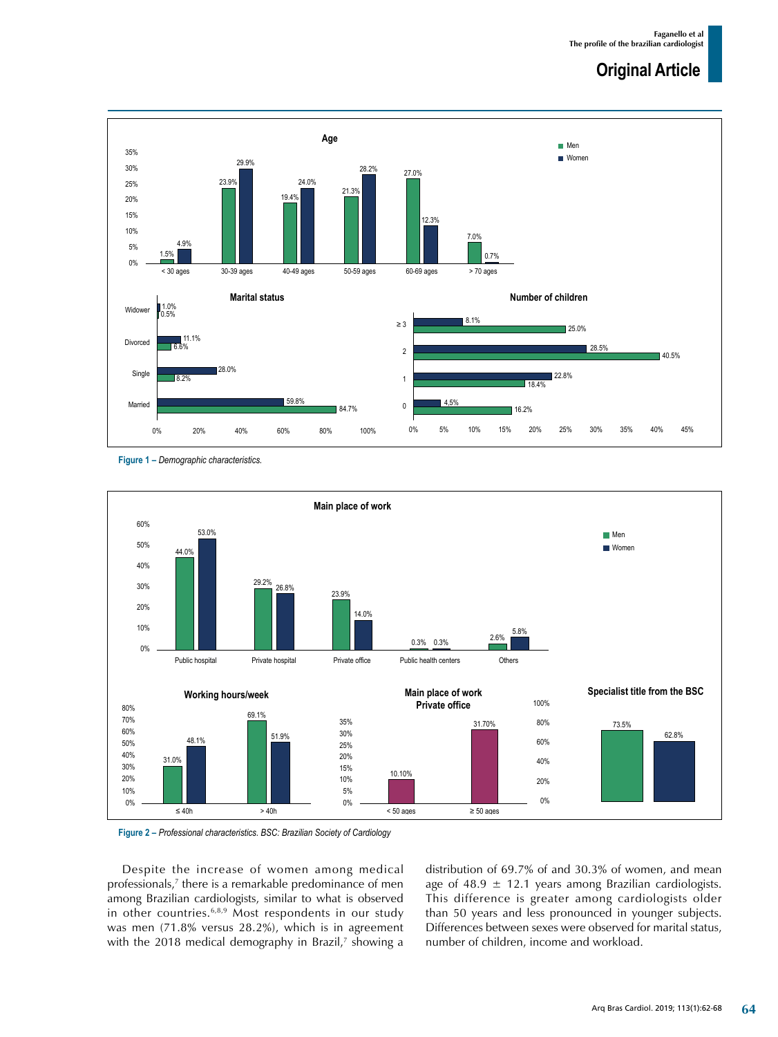**Figure 1 –** *Demographic characteristics.*

**Figure 2 –** *Professional characteristics. BSC: Brazilian Society of Cardiology*

Despite the increase of women among medical professionals,[7] there is a remarkable predominance of men among Brazilian cardiologists, similar to what is observed in other countries.[6,8,9] Most respondents in our study was men (71.8% versus 28.2%), which is in agreement with the 2018 medical demography in Brazil,[7] showing a distribution of 69.7% of and 30.3% of women, and mean age of 48.9 ± 12.1 years among Brazilian cardiologists. This difference is greater among cardiologists older than 50 years and less pronounced in younger subjects. Differences between sexes were observed for marital status, number of children, income and workload.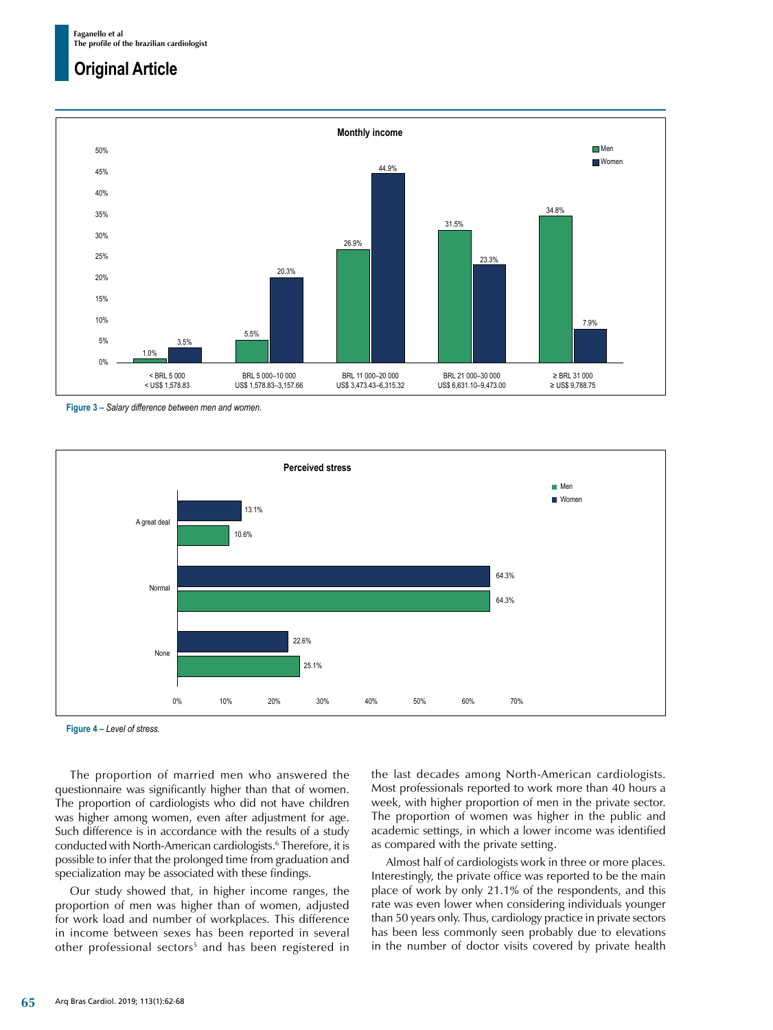**Monthly income**

| Monthly income | Men | Women |
|---|---|---|
| < BRL 5 000 / < US$ 1,578.83 | 1.0% | 3.5% |
| BRL 5 000–10 000 / US$ 1,578.83–3,157.66 | 5.5% | 20.3% |
| BRL 11 000–20 000 / US$ 3,473.43–6,315.32 | 26.9% | 44.9% |
| BRL 21 000–30 000 / US$ 6,631.10–9,473.00 | 31.5% | 23.3% |
| ≥ BRL 31 000 / ≥ US$ 9,788.75 | 34.8% | 7.9% |

**Figure 3 –** *Salary difference between men and women.*

**Perceived stress**

| Perceived stress | Women | Men |
|---|---|---|
| A great deal | 13.1% | 10.6% |
| Normal | 64.3% | 64.3% |
| None | 22.6% | 25.1% |

**Figure 4 –** *Level of stress.*

The proportion of married men who answered the questionnaire was significantly higher than that of women. The proportion of cardiologists who did not have children was higher among women, even after adjustment for age. Such difference is in accordance with the results of a study conducted with North-American cardiologists.[6] Therefore, it is possible to infer that the prolonged time from graduation and specialization may be associated with these findings.

Our study showed that, in higher income ranges, the proportion of men was higher than of women, adjusted for work load and number of workplaces. This difference in income between sexes has been reported in several other professional sectors[5] and has been registered in the last decades among North-American cardiologists. Most professionals reported to work more than 40 hours a week, with higher proportion of men in the private sector. The proportion of women was higher in the public and academic settings, in which a lower income was identified as compared with the private setting.

Almost half of cardiologists work in three or more places. Interestingly, the private office was reported to be the main place of work by only 21.1% of the respondents, and this rate was even lower when considering individuals younger than 50 years only. Thus, cardiology practice in private sectors has been less commonly seen probably due to elevations in the number of doctor visits covered by private health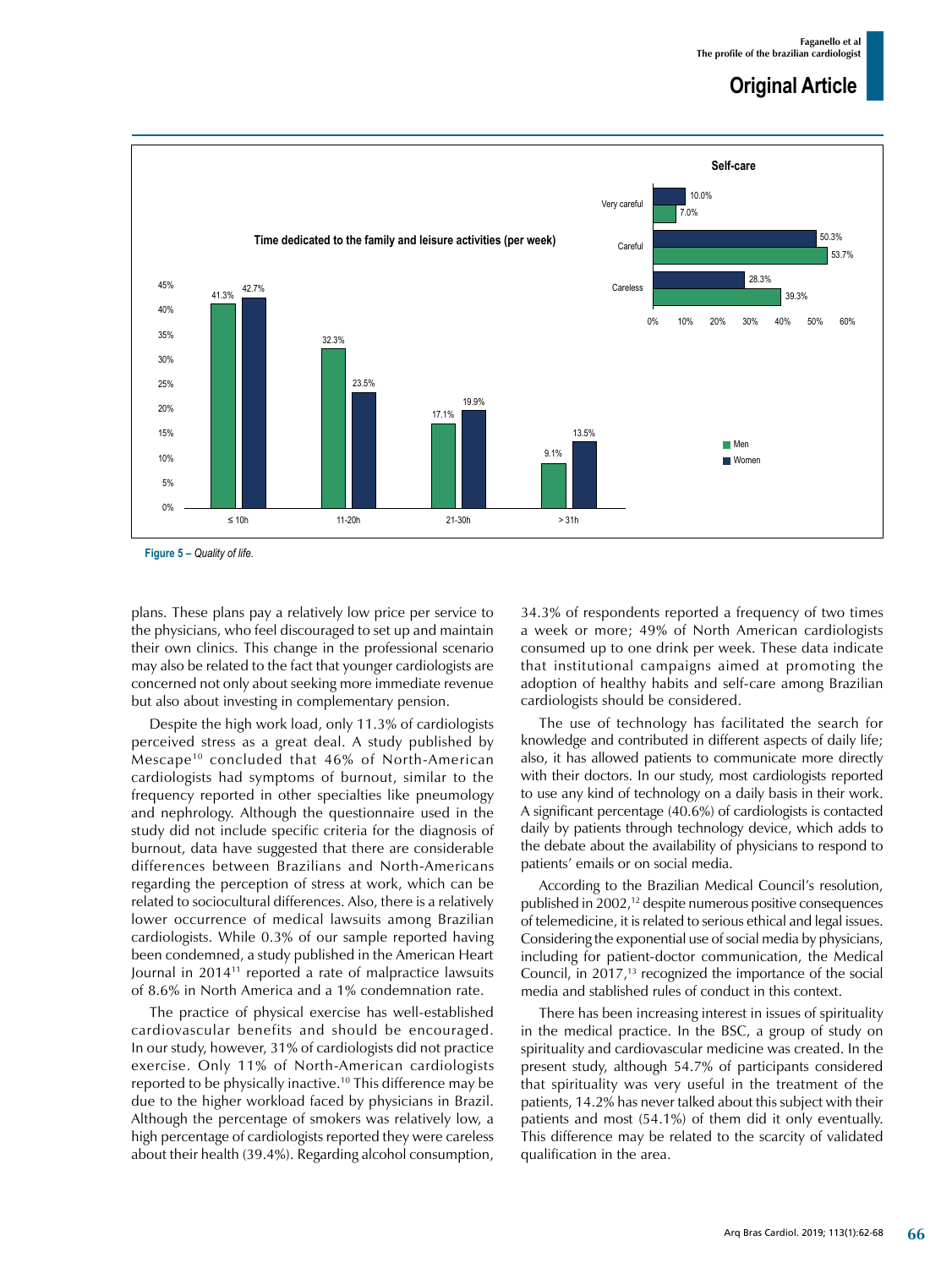**Figure 5** – *Quality of life.*

plans. These plans pay a relatively low price per service to the physicians, who feel discouraged to set up and maintain their own clinics. This change in the professional scenario may also be related to the fact that younger cardiologists are concerned not only about seeking more immediate revenue but also about investing in complementary pension.

Despite the high work load, only 11.3% of cardiologists perceived stress as a great deal. A study published by Mescape[10] concluded that 46% of North-American cardiologists had symptoms of burnout, similar to the frequency reported in other specialties like pneumology and nephrology. Although the questionnaire used in the study did not include specific criteria for the diagnosis of burnout, data have suggested that there are considerable differences between Brazilians and North-Americans regarding the perception of stress at work, which can be related to sociocultural differences. Also, there is a relatively lower occurrence of medical lawsuits among Brazilian cardiologists. While 0.3% of our sample reported having been condemned, a study published in the American Heart Journal in 2014[11] reported a rate of malpractice lawsuits of 8.6% in North America and a 1% condemnation rate.

The practice of physical exercise has well-established cardiovascular benefits and should be encouraged. In our study, however, 31% of cardiologists did not practice exercise. Only 11% of North-American cardiologists reported to be physically inactive.[10] This difference may be due to the higher workload faced by physicians in Brazil. Although the percentage of smokers was relatively low, a high percentage of cardiologists reported they were careless about their health (39.4%). Regarding alcohol consumption, 34.3% of respondents reported a frequency of two times a week or more; 49% of North American cardiologists consumed up to one drink per week. These data indicate that institutional campaigns aimed at promoting the adoption of healthy habits and self-care among Brazilian cardiologists should be considered.

The use of technology has facilitated the search for knowledge and contributed in different aspects of daily life; also, it has allowed patients to communicate more directly with their doctors. In our study, most cardiologists reported to use any kind of technology on a daily basis in their work. A significant percentage (40.6%) of cardiologists is contacted daily by patients through technology device, which adds to the debate about the availability of physicians to respond to patients' emails or on social media.

According to the Brazilian Medical Council's resolution, published in 2002,[12] despite numerous positive consequences of telemedicine, it is related to serious ethical and legal issues. Considering the exponential use of social media by physicians, including for patient-doctor communication, the Medical Council, in 2017,[13] recognized the importance of the social media and stablished rules of conduct in this context.

There has been increasing interest in issues of spirituality in the medical practice. In the BSC, a group of study on spirituality and cardiovascular medicine was created. In the present study, although 54.7% of participants considered that spirituality was very useful in the treatment of the patients, 14.2% has never talked about this subject with their patients and most (54.1%) of them did it only eventually. This difference may be related to the scarcity of validated qualification in the area.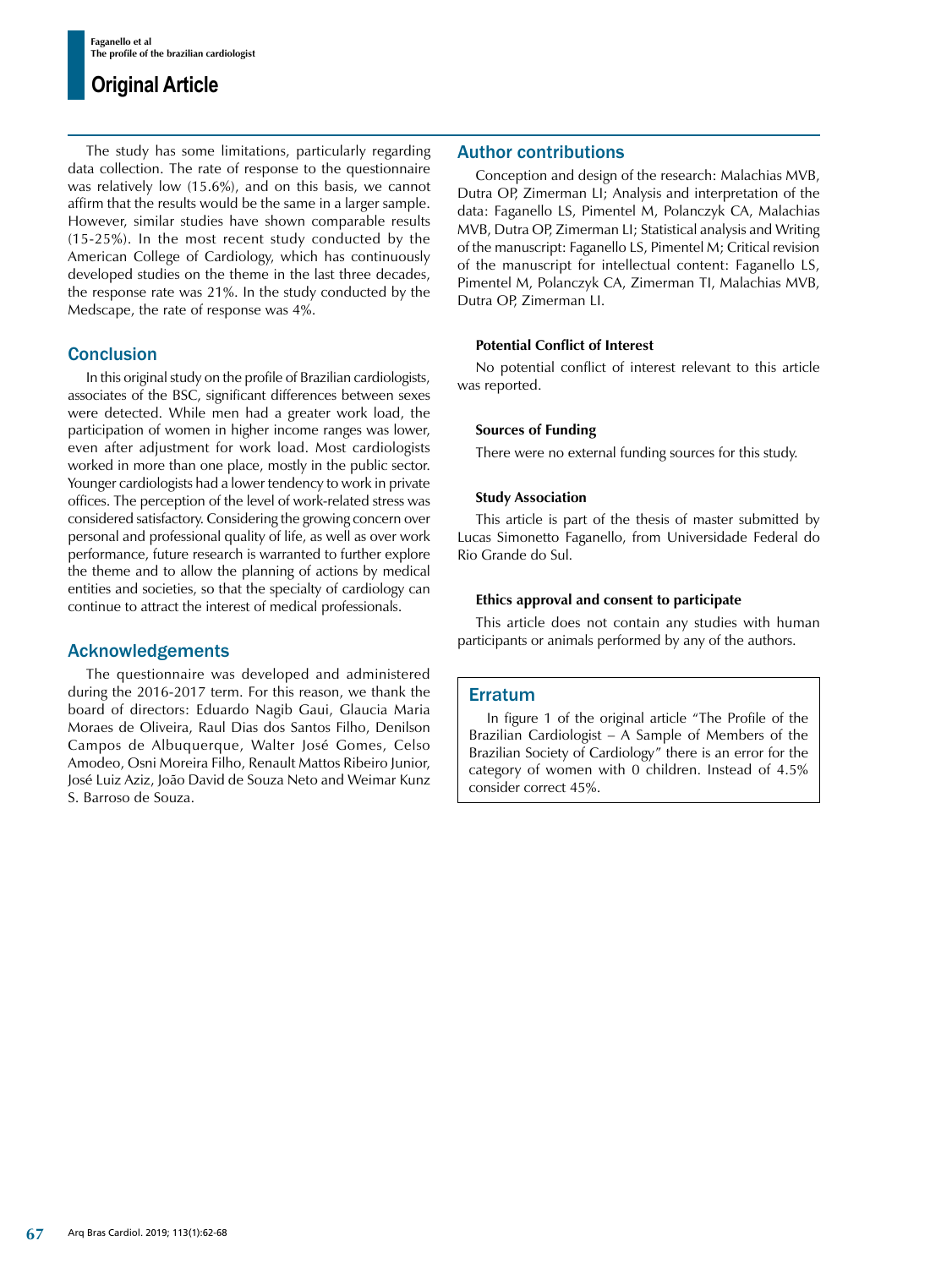The study has some limitations, particularly regarding data collection. The rate of response to the questionnaire was relatively low (15.6%), and on this basis, we cannot affirm that the results would be the same in a larger sample. However, similar studies have shown comparable results (15-25%). In the most recent study conducted by the American College of Cardiology, which has continuously developed studies on the theme in the last three decades, the response rate was 21%. In the study conducted by the Medscape, the rate of response was 4%.

## Conclusion

In this original study on the profile of Brazilian cardiologists, associates of the BSC, significant differences between sexes were detected. While men had a greater work load, the participation of women in higher income ranges was lower, even after adjustment for work load. Most cardiologists worked in more than one place, mostly in the public sector. Younger cardiologists had a lower tendency to work in private offices. The perception of the level of work-related stress was considered satisfactory. Considering the growing concern over personal and professional quality of life, as well as over work performance, future research is warranted to further explore the theme and to allow the planning of actions by medical entities and societies, so that the specialty of cardiology can continue to attract the interest of medical professionals.

## Acknowledgements

The questionnaire was developed and administered during the 2016-2017 term. For this reason, we thank the board of directors: Eduardo Nagib Gaui, Glaucia Maria Moraes de Oliveira, Raul Dias dos Santos Filho, Denilson Campos de Albuquerque, Walter José Gomes, Celso Amodeo, Osni Moreira Filho, Renault Mattos Ribeiro Junior, José Luiz Aziz, João David de Souza Neto and Weimar Kunz S. Barroso de Souza.

## Author contributions

Conception and design of the research: Malachias MVB, Dutra OP, Zimerman LI; Analysis and interpretation of the data: Faganello LS, Pimentel M, Polanczyk CA, Malachias MVB, Dutra OP, Zimerman LI; Statistical analysis and Writing of the manuscript: Faganello LS, Pimentel M; Critical revision of the manuscript for intellectual content: Faganello LS, Pimentel M, Polanczyk CA, Zimerman TI, Malachias MVB, Dutra OP, Zimerman LI.

### Potential Conflict of Interest

No potential conflict of interest relevant to this article was reported.

### Sources of Funding

There were no external funding sources for this study.

### Study Association

This article is part of the thesis of master submitted by Lucas Simonetto Faganello, from Universidade Federal do Rio Grande do Sul.

### Ethics approval and consent to participate

This article does not contain any studies with human participants or animals performed by any of the authors.

## Erratum

In figure 1 of the original article "The Profile of the Brazilian Cardiologist – A Sample of Members of the Brazilian Society of Cardiology" there is an error for the category of women with 0 children. Instead of 4.5% consider correct 45%.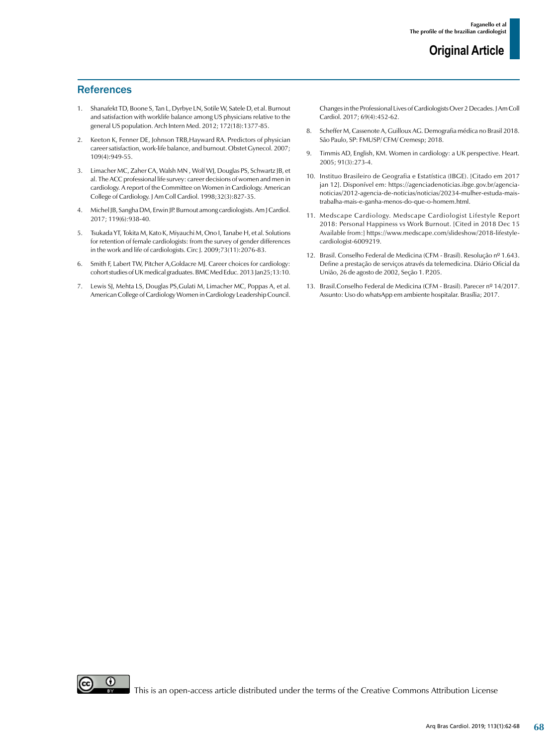## References

1. Shanafekt TD, Boone S, Tan L, Dyrbye LN, Sotile W, Satele D, et al. Burnout and satisfaction with worklife balance among US physicians relative to the general US population. Arch Intern Med. 2012; 172(18):1377-85.
2. Keeton K, Fenner DE, Johnson TRB,Hayward RA. Predictors of physician career satisfaction, work-life balance, and burnout. Obstet Gynecol. 2007; 109(4):949-55.
3. Limacher MC, Zaher CA, Walsh MN , Wolf WJ, Douglas PS, Schwartz JB, et al. The ACC professional life survey: career decisions of women and men in cardiology. A report of the Committee on Women in Cardiology. American College of Cardiology. J Am Coll Cardiol. 1998;32(3):827-35.
4. Michel JB, Sangha DM, Erwin JP. Burnout among cardiologists. Am J Cardiol. 2017; 119(6):938-40.
5. Tsukada YT, Tokita M, Kato K, Miyauchi M, Ono I, Tanabe H, et al. Solutions for retention of female cardiologists: from the survey of gender differences in the work and life of cardiologists. Circ J. 2009;73(11):2076-83.
6. Smith F, Labert TW, Pitcher A,Goldacre MJ. Career choices for cardiology: cohort studies of UK medical graduates. BMC Med Educ. 2013 Jan25;13:10.
7. Lewis SJ, Mehta LS, Douglas PS,Gulati M, Limacher MC, Poppas A, et al. American College of Cardiology Women in Cardiology Leadership Council. Changes in the Professional Lives of Cardiologists Over 2 Decades. J Am Coll Cardiol. 2017; 69(4):452-62.
8. Scheffer M, Cassenote A, Guilloux AG. Demografia médica no Brasil 2018. São Paulo, SP: FMUSP/ CFM/ Cremesp; 2018.
9. Timmis AD, English, KM. Women in cardiology: a UK perspective. Heart. 2005; 91(3):273-4.
10. Instituo Brasileiro de Geografia e Estatística (IBGE). [Citado em 2017 jan 12]. Disponível em: https://agenciadenoticias.ibge.gov.br/agencia-noticias/2012-agencia-de-noticias/noticias/20234-mulher-estuda-mais-trabalha-mais-e-ganha-menos-do-que-o-homem.html.
11. Medscape Cardiology. Medscape Cardiologist Lifestyle Report 2018: Personal Happiness vs Work Burnout. [Cited in 2018 Dec 15 Available from:] https://www.medscape.com/slideshow/2018-lifestyle-cardiologist-6009219.
12. Brasil. Conselho Federal de Medicina (CFM - Brasil). Resolução nº 1.643. Define a prestação de serviços através da telemedicina. Diário Oficial da União, 26 de agosto de 2002, Seção 1. P.205.
13. Brasil.Conselho Federal de Medicina (CFM - Brasil). Parecer nº 14/2017. Assunto: Uso do whatsApp em ambiente hospitalar. Brasília; 2017.

This is an open-access article distributed under the terms of the Creative Commons Attribution License